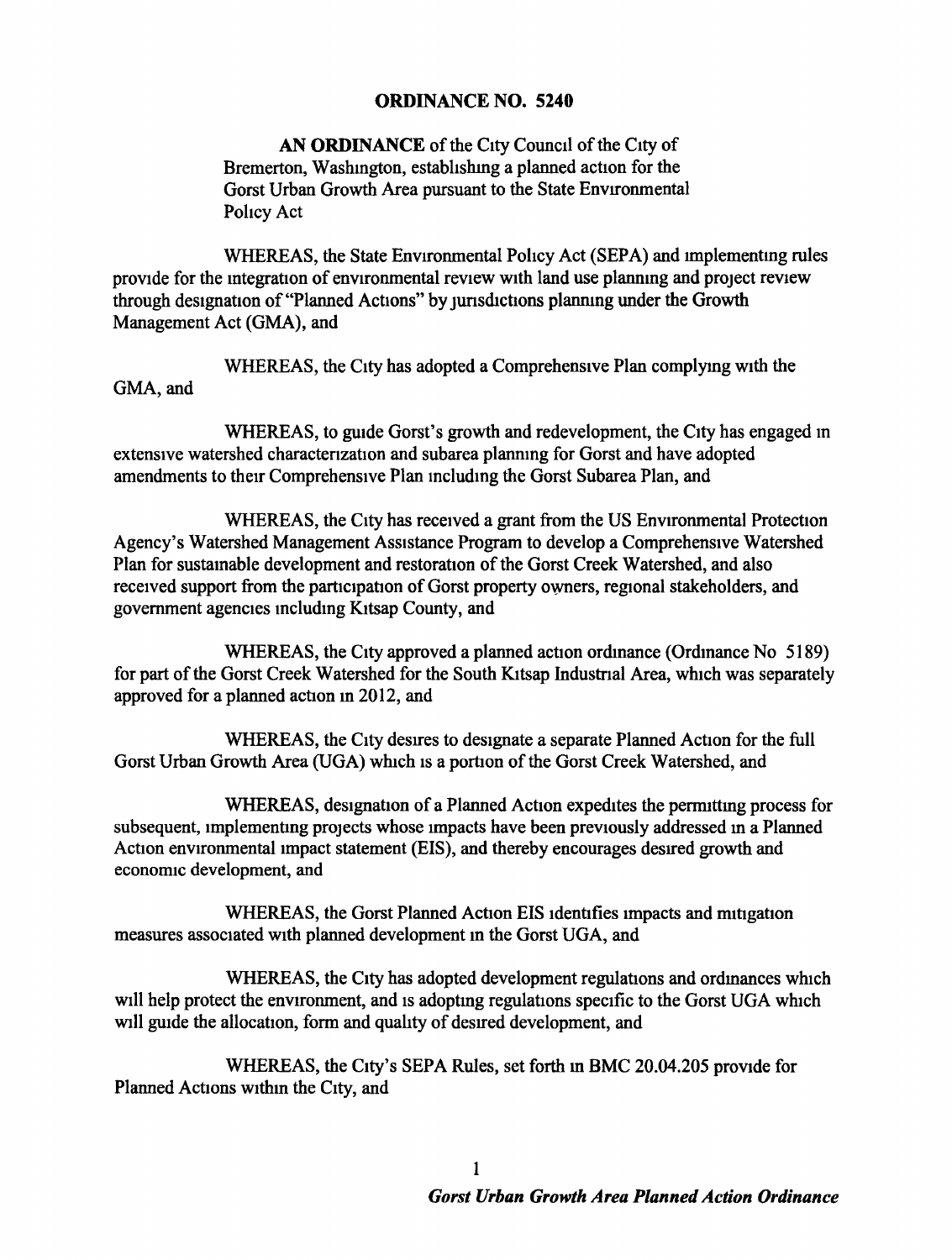# ORDINANCE NO. 5240

**AN ORDINANCE** of the City Council of the City of Bremerton, Washington, establishing a planned action for the Gorst Urban Growth Area pursuant to the State Environmental Policy Act

WHEREAS, the State Environmental Policy Act (SEPA) and implementing rules provide for the integration of environmental review with land use planning and project review through designation of "Planned Actions" by jurisdictions planning under the Growth Management Act (GMA), and

WHEREAS, the City has adopted a Comprehensive Plan complying with the GMA, and

WHEREAS, to guide Gorst's growth and redevelopment, the City has engaged in extensive watershed characterization and subarea planning for Gorst and have adopted amendments to their Comprehensive Plan including the Gorst Subarea Plan, and

WHEREAS, the City has received a grant from the US Environmental Protection Agency's Watershed Management Assistance Program to develop a Comprehensive Watershed Plan for sustainable development and restoration of the Gorst Creek Watershed, and also received support from the participation of Gorst property owners, regional stakeholders, and government agencies including Kitsap County, and

WHEREAS, the City approved a planned action ordinance (Ordinance No 5189) for part of the Gorst Creek Watershed for the South Kitsap Industrial Area, which was separately approved for a planned action in 2012, and

WHEREAS, the City desires to designate a separate Planned Action for the full Gorst Urban Growth Area (UGA) which is a portion of the Gorst Creek Watershed, and

WHEREAS, designation of a Planned Action expedites the permitting process for subsequent, implementing projects whose impacts have been previously addressed in a Planned Action environmental impact statement (EIS), and thereby encourages desired growth and economic development, and

WHEREAS, the Gorst Planned Action EIS identifies impacts and mitigation measures associated with planned development in the Gorst UGA, and

WHEREAS, the City has adopted development regulations and ordinances which will help protect the environment, and is adopting regulations specific to the Gorst UGA which will guide the allocation, form and quality of desired development, and

WHEREAS, the City's SEPA Rules, set forth in BMC 20.04.205 provide for Planned Actions within the City, and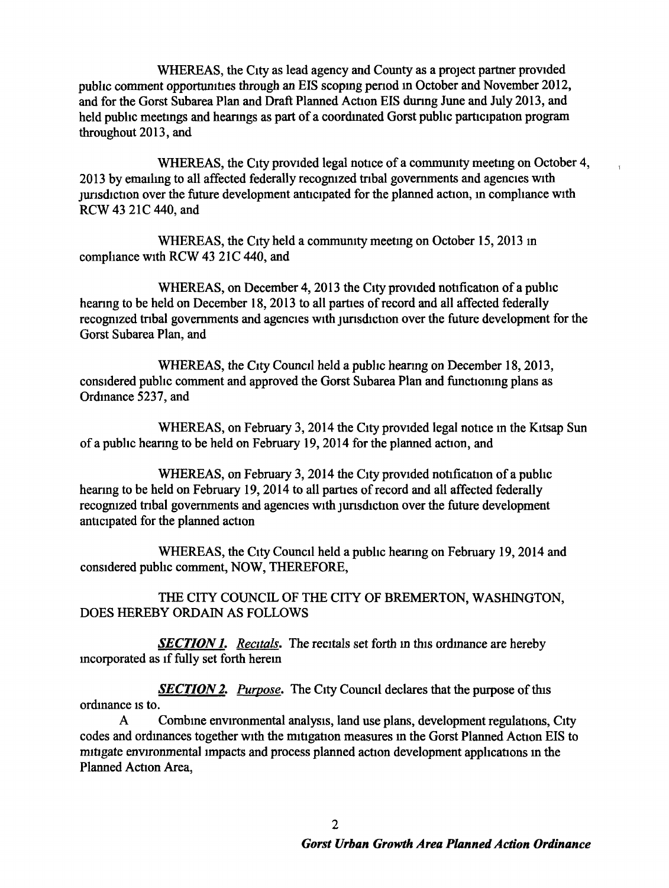WHEREAS, the City as lead agency and County as a project partner provided public comment opportunities through an EIS scoping period in October and November 2012, and for the Gorst Subarea Plan and Draft Planned Action EIS during June and July 2013, and held public meetings and hearings as part of a coordinated Gorst public participation program throughout 2013, and

WHEREAS, the City provided legal notice of a community meeting on October 4, 2013 by emailing to all affected federally recognized tribal governments and agencies with jurisdiction over the future development anticipated for the planned action, in compliance with RCW 43 21C 440, and

WHEREAS, the City held a community meeting on October 15, 2013 in compliance with RCW 43 21C 440, and

WHEREAS, on December 4, 2013 the City provided notification of a public hearing to be held on December 18, 2013 to all parties of record and all affected federally recognized tribal governments and agencies with jurisdiction over the future development for the Gorst Subarea Plan, and

WHEREAS, the City Council held a public hearing on December 18, 2013, considered public comment and approved the Gorst Subarea Plan and functioning plans as Ordinance 5237, and

WHEREAS, on February 3, 2014 the City provided legal notice in the Kitsap Sun of a public hearing to be held on February 19, 2014 for the planned action, and

WHEREAS, on February 3, 2014 the City provided notification of a public hearing to be held on February 19, 2014 to all parties of record and all affected federally recognized tribal governments and agencies with jurisdiction over the future development anticipated for the planned action

WHEREAS, the City Council held a public hearing on February 19, 2014 and considered public comment, NOW, THEREFORE,

THE CITY COUNCIL OF THE CITY OF BREMERTON, WASHINGTON, DOES HEREBY ORDAIN AS FOLLOWS

***SECTION 1.*** *Recitals.* The recitals set forth in this ordinance are hereby incorporated as if fully set forth herein

***SECTION 2.*** *Purpose.* The City Council declares that the purpose of this ordinance is to.

A Combine environmental analysis, land use plans, development regulations, City codes and ordinances together with the mitigation measures in the Gorst Planned Action EIS to mitigate environmental impacts and process planned action development applications in the Planned Action Area,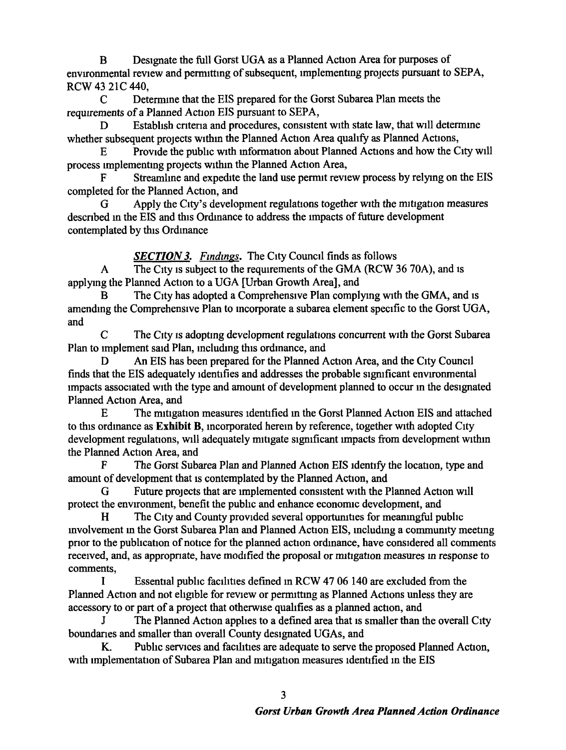B Designate the full Gorst UGA as a Planned Action Area for purposes of environmental review and permitting of subsequent, implementing projects pursuant to SEPA, RCW 43 21C 440,

C Determine that the EIS prepared for the Gorst Subarea Plan meets the requirements of a Planned Action EIS pursuant to SEPA,

D Establish criteria and procedures, consistent with state law, that will determine whether subsequent projects within the Planned Action Area qualify as Planned Actions,

E Provide the public with information about Planned Actions and how the City will process implementing projects within the Planned Action Area,

F Streamline and expedite the land use permit review process by relying on the EIS completed for the Planned Action, and

G Apply the City's development regulations together with the mitigation measures described in the EIS and this Ordinance to address the impacts of future development contemplated by this Ordinance

***SECTION 3.*** ***Findings.*** The City Council finds as follows

A The City is subject to the requirements of the GMA (RCW 36 70A), and is applying the Planned Action to a UGA [Urban Growth Area], and

B The City has adopted a Comprehensive Plan complying with the GMA, and is amending the Comprehensive Plan to incorporate a subarea element specific to the Gorst UGA, and

C The City is adopting development regulations concurrent with the Gorst Subarea Plan to implement said Plan, including this ordinance, and

D An EIS has been prepared for the Planned Action Area, and the City Council finds that the EIS adequately identifies and addresses the probable significant environmental impacts associated with the type and amount of development planned to occur in the designated Planned Action Area, and

E The mitigation measures identified in the Gorst Planned Action EIS and attached to this ordinance as **Exhibit B**, incorporated herein by reference, together with adopted City development regulations, will adequately mitigate significant impacts from development within the Planned Action Area, and

F The Gorst Subarea Plan and Planned Action EIS identify the location, type and amount of development that is contemplated by the Planned Action, and

G Future projects that are implemented consistent with the Planned Action will protect the environment, benefit the public and enhance economic development, and

H The City and County provided several opportunities for meaningful public involvement in the Gorst Subarea Plan and Planned Action EIS, including a community meeting prior to the publication of notice for the planned action ordinance, have considered all comments received, and, as appropriate, have modified the proposal or mitigation measures in response to comments,

I Essential public facilities defined in RCW 47 06 140 are excluded from the Planned Action and not eligible for review or permitting as Planned Actions unless they are accessory to or part of a project that otherwise qualifies as a planned action, and

J The Planned Action applies to a defined area that is smaller than the overall City boundaries and smaller than overall County designated UGAs, and

K. Public services and facilities are adequate to serve the proposed Planned Action, with implementation of Subarea Plan and mitigation measures identified in the EIS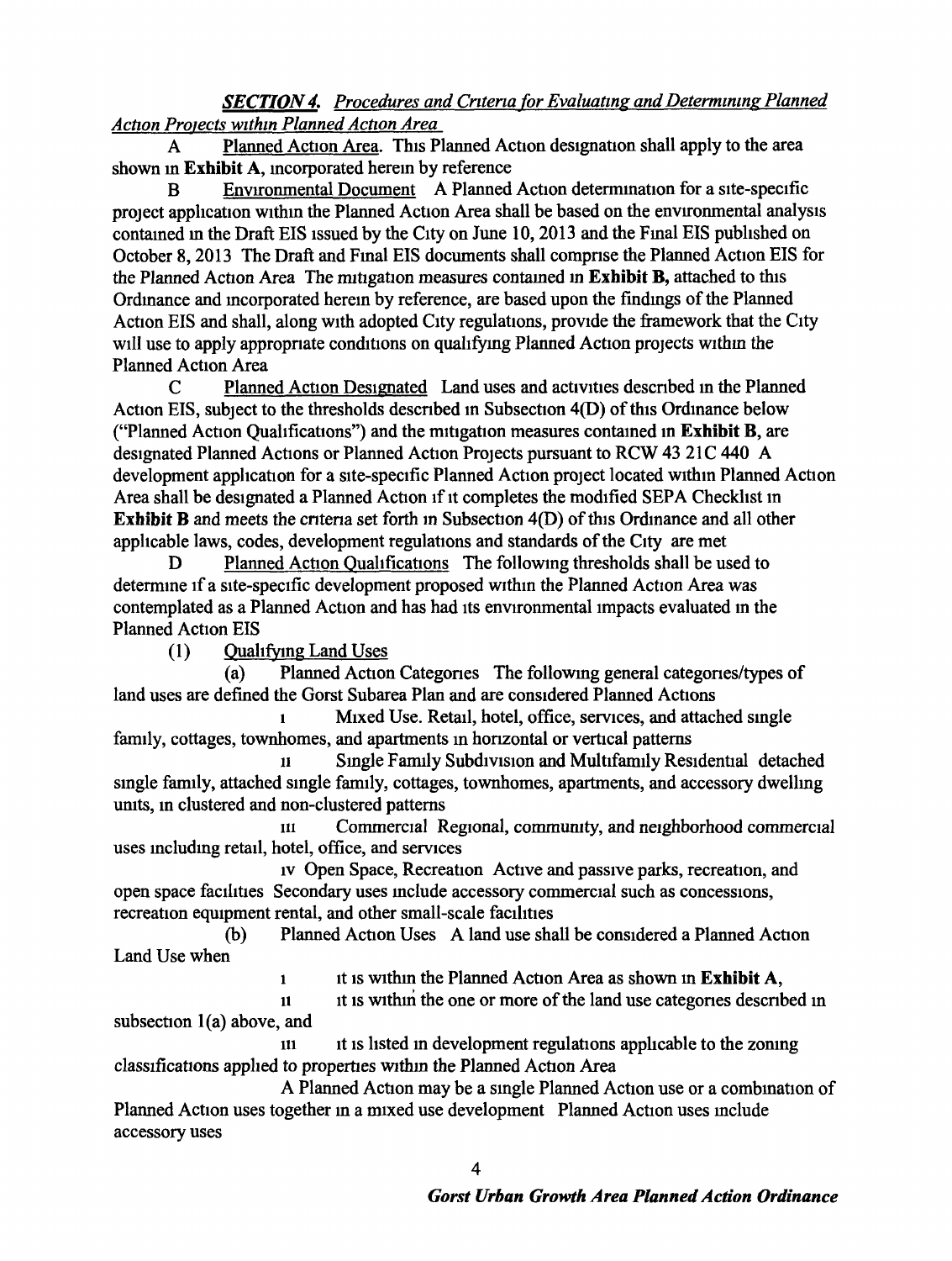***SECTION 4.*** ***Procedures and Criteria for Evaluating and Determining Planned Action Projects within Planned Action Area***

A  Planned Action Area. This Planned Action designation shall apply to the area shown in **Exhibit A**, incorporated herein by reference

B  Environmental Document  A Planned Action determination for a site-specific project application within the Planned Action Area shall be based on the environmental analysis contained in the Draft EIS issued by the City on June 10, 2013 and the Final EIS published on October 8, 2013  The Draft and Final EIS documents shall comprise the Planned Action EIS for the Planned Action Area  The mitigation measures contained in **Exhibit B,** attached to this Ordinance and incorporated herein by reference, are based upon the findings of the Planned Action EIS and shall, along with adopted City regulations, provide the framework that the City will use to apply appropriate conditions on qualifying Planned Action projects within the Planned Action Area

C  Planned Action Designated  Land uses and activities described in the Planned Action EIS, subject to the thresholds described in Subsection 4(D) of this Ordinance below ("Planned Action Qualifications") and the mitigation measures contained in **Exhibit B**, are designated Planned Actions or Planned Action Projects pursuant to RCW 43 21C 440  A development application for a site-specific Planned Action project located within Planned Action Area shall be designated a Planned Action if it completes the modified SEPA Checklist in **Exhibit B** and meets the criteria set forth in Subsection 4(D) of this Ordinance and all other applicable laws, codes, development regulations and standards of the City  are met

D  Planned Action Qualifications  The following thresholds shall be used to determine if a site-specific development proposed within the Planned Action Area was contemplated as a Planned Action and has had its environmental impacts evaluated in the Planned Action EIS

(1)  Qualifying Land Uses

(a)  Planned Action Categories  The following general categories/types of land uses are defined the Gorst Subarea Plan and are considered Planned Actions

i  Mixed Use. Retail, hotel, office, services, and attached single family, cottages, townhomes, and apartments in horizontal or vertical patterns

ii  Single Family Subdivision and Multifamily Residential  detached single family, attached single family, cottages, townhomes, apartments, and accessory dwelling units, in clustered and non-clustered patterns

iii  Commercial  Regional, community, and neighborhood commercial uses including retail, hotel, office, and services

iv  Open Space, Recreation  Active and passive parks, recreation, and open space facilities  Secondary uses include accessory commercial such as concessions, recreation equipment rental, and other small-scale facilities

(b)  Planned Action Uses  A land use shall be considered a Planned Action Land Use when

i  it is within the Planned Action Area as shown in **Exhibit A**,

ii  it is within the one or more of the land use categories described in subsection 1(a) above, and

iii  it is listed in development regulations applicable to the zoning classifications applied to properties within the Planned Action Area

A Planned Action may be a single Planned Action use or a combination of Planned Action uses together in a mixed use development  Planned Action uses include accessory uses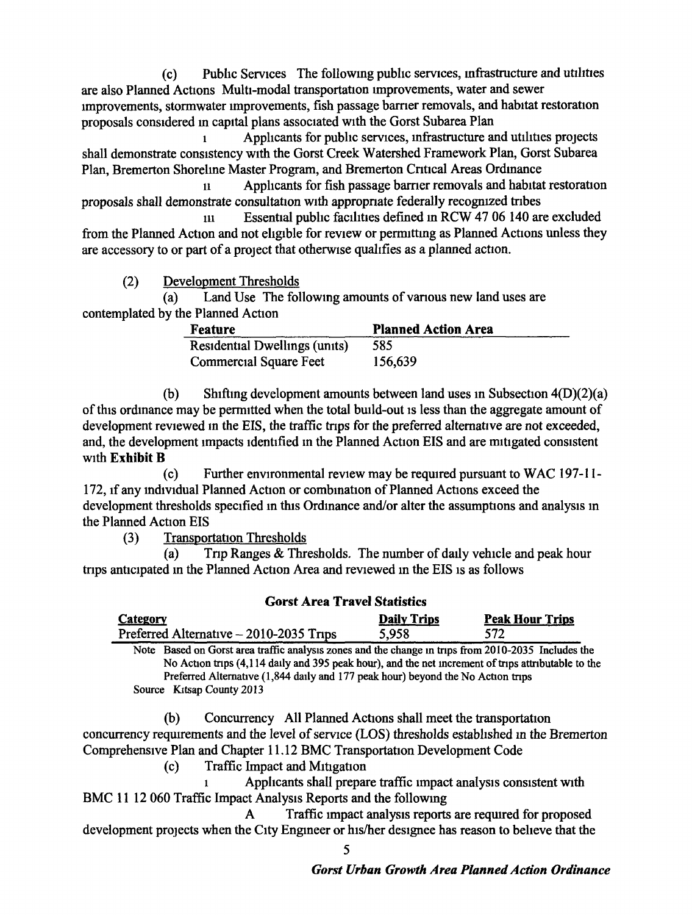(c) Public Services The following public services, infrastructure and utilities are also Planned Actions Multi-modal transportation improvements, water and sewer improvements, stormwater improvements, fish passage barrier removals, and habitat restoration proposals considered in capital plans associated with the Gorst Subarea Plan

i Applicants for public services, infrastructure and utilities projects shall demonstrate consistency with the Gorst Creek Watershed Framework Plan, Gorst Subarea Plan, Bremerton Shoreline Master Program, and Bremerton Critical Areas Ordinance

ii Applicants for fish passage barrier removals and habitat restoration proposals shall demonstrate consultation with appropriate federally recognized tribes

iii Essential public facilities defined in RCW 47 06 140 are excluded from the Planned Action and not eligible for review or permitting as Planned Actions unless they are accessory to or part of a project that otherwise qualifies as a planned action.

(2) Development Thresholds

(a) Land Use The following amounts of various new land uses are contemplated by the Planned Action

| Feature | Planned Action Area |
| --- | --- |
| Residential Dwellings (units) | 585 |
| Commercial Square Feet | 156,639 |

(b) Shifting development amounts between land uses in Subsection 4(D)(2)(a) of this ordinance may be permitted when the total build-out is less than the aggregate amount of development reviewed in the EIS, the traffic trips for the preferred alternative are not exceeded, and, the development impacts identified in the Planned Action EIS and are mitigated consistent with **Exhibit B**

(c) Further environmental review may be required pursuant to WAC 197-11-172, if any individual Planned Action or combination of Planned Actions exceed the development thresholds specified in this Ordinance and/or alter the assumptions and analysis in the Planned Action EIS

(3) Transportation Thresholds

(a) Trip Ranges & Thresholds. The number of daily vehicle and peak hour trips anticipated in the Planned Action Area and reviewed in the EIS is as follows

**Gorst Area Travel Statistics**

| Category | Daily Trips | Peak Hour Trips |
| --- | --- | --- |
| Preferred Alternative – 2010-2035 Trips | 5,958 | 572 |

Note Based on Gorst area traffic analysis zones and the change in trips from 2010-2035 Includes the No Action trips (4,114 daily and 395 peak hour), and the net increment of trips attributable to the Preferred Alternative (1,844 daily and 177 peak hour) beyond the No Action trips

Source Kitsap County 2013

(b) Concurrency All Planned Actions shall meet the transportation concurrency requirements and the level of service (LOS) thresholds established in the Bremerton Comprehensive Plan and Chapter 11.12 BMC Transportation Development Code

(c) Traffic Impact and Mitigation

i Applicants shall prepare traffic impact analysis consistent with BMC 11 12 060 Traffic Impact Analysis Reports and the following

A Traffic impact analysis reports are required for proposed development projects when the City Engineer or his/her designee has reason to believe that the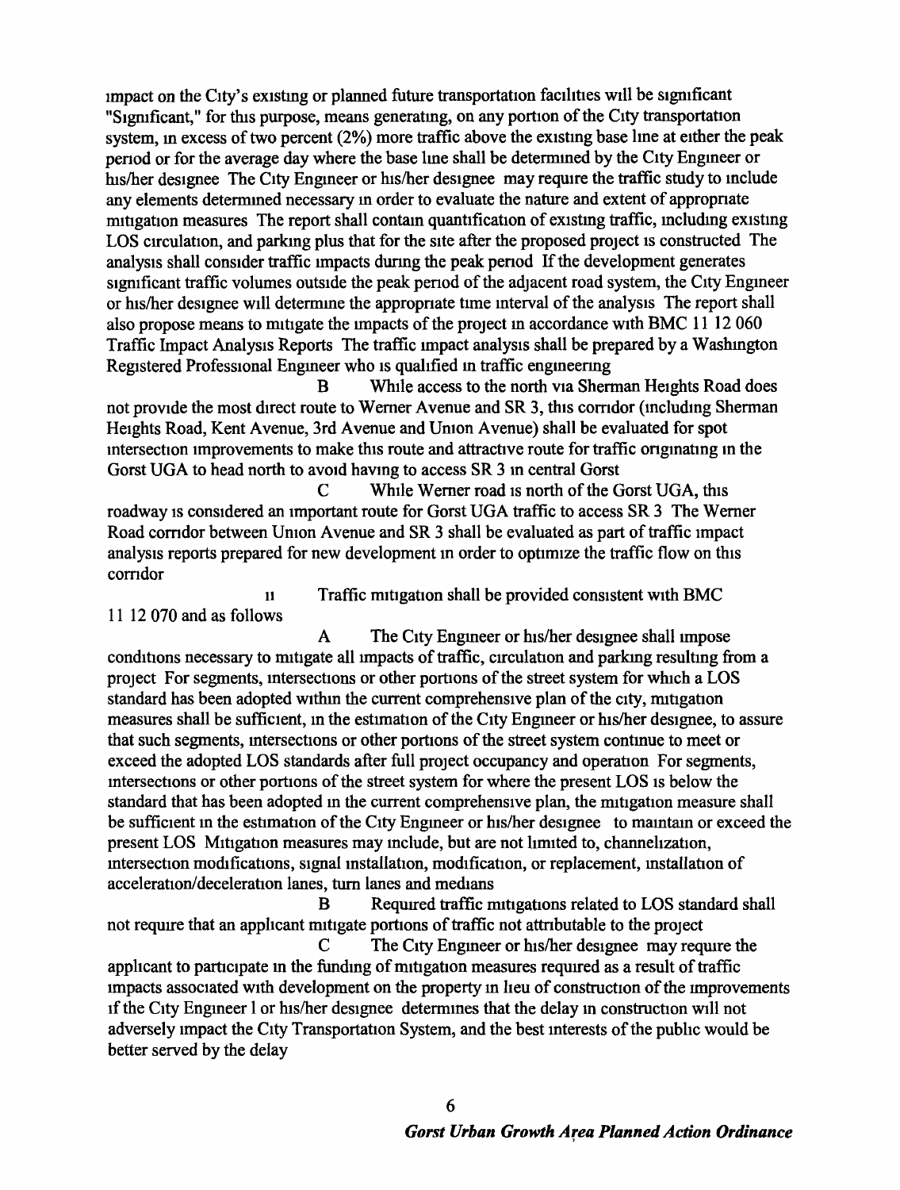impact on the City's existing or planned future transportation facilities will be significant "Significant," for this purpose, means generating, on any portion of the City transportation system, in excess of two percent (2%) more traffic above the existing base line at either the peak period or for the average day where the base line shall be determined by the City Engineer or his/her designee The City Engineer or his/her designee may require the traffic study to include any elements determined necessary in order to evaluate the nature and extent of appropriate mitigation measures The report shall contain quantification of existing traffic, including existing LOS circulation, and parking plus that for the site after the proposed project is constructed The analysis shall consider traffic impacts during the peak period If the development generates significant traffic volumes outside the peak period of the adjacent road system, the City Engineer or his/her designee will determine the appropriate time interval of the analysis The report shall also propose means to mitigate the impacts of the project in accordance with BMC 11 12 060 Traffic Impact Analysis Reports The traffic impact analysis shall be prepared by a Washington Registered Professional Engineer who is qualified in traffic engineering

B While access to the north via Sherman Heights Road does not provide the most direct route to Werner Avenue and SR 3, this corridor (including Sherman Heights Road, Kent Avenue, 3rd Avenue and Union Avenue) shall be evaluated for spot intersection improvements to make this route and attractive route for traffic originating in the Gorst UGA to head north to avoid having to access SR 3 in central Gorst

C While Werner road is north of the Gorst UGA, this roadway is considered an important route for Gorst UGA traffic to access SR 3 The Werner Road corridor between Union Avenue and SR 3 shall be evaluated as part of traffic impact analysis reports prepared for new development in order to optimize the traffic flow on this corridor

ii Traffic mitigation shall be provided consistent with BMC 11 12 070 and as follows

A The City Engineer or his/her designee shall impose conditions necessary to mitigate all impacts of traffic, circulation and parking resulting from a project For segments, intersections or other portions of the street system for which a LOS standard has been adopted within the current comprehensive plan of the city, mitigation measures shall be sufficient, in the estimation of the City Engineer or his/her designee, to assure that such segments, intersections or other portions of the street system continue to meet or exceed the adopted LOS standards after full project occupancy and operation For segments, intersections or other portions of the street system for where the present LOS is below the standard that has been adopted in the current comprehensive plan, the mitigation measure shall be sufficient in the estimation of the City Engineer or his/her designee to maintain or exceed the present LOS Mitigation measures may include, but are not limited to, channelization, intersection modifications, signal installation, modification, or replacement, installation of acceleration/deceleration lanes, turn lanes and medians

B Required traffic mitigations related to LOS standard shall not require that an applicant mitigate portions of traffic not attributable to the project

C The City Engineer or his/her designee may require the applicant to participate in the funding of mitigation measures required as a result of traffic impacts associated with development on the property in lieu of construction of the improvements if the City Engineer l or his/her designee determines that the delay in construction will not adversely impact the City Transportation System, and the best interests of the public would be better served by the delay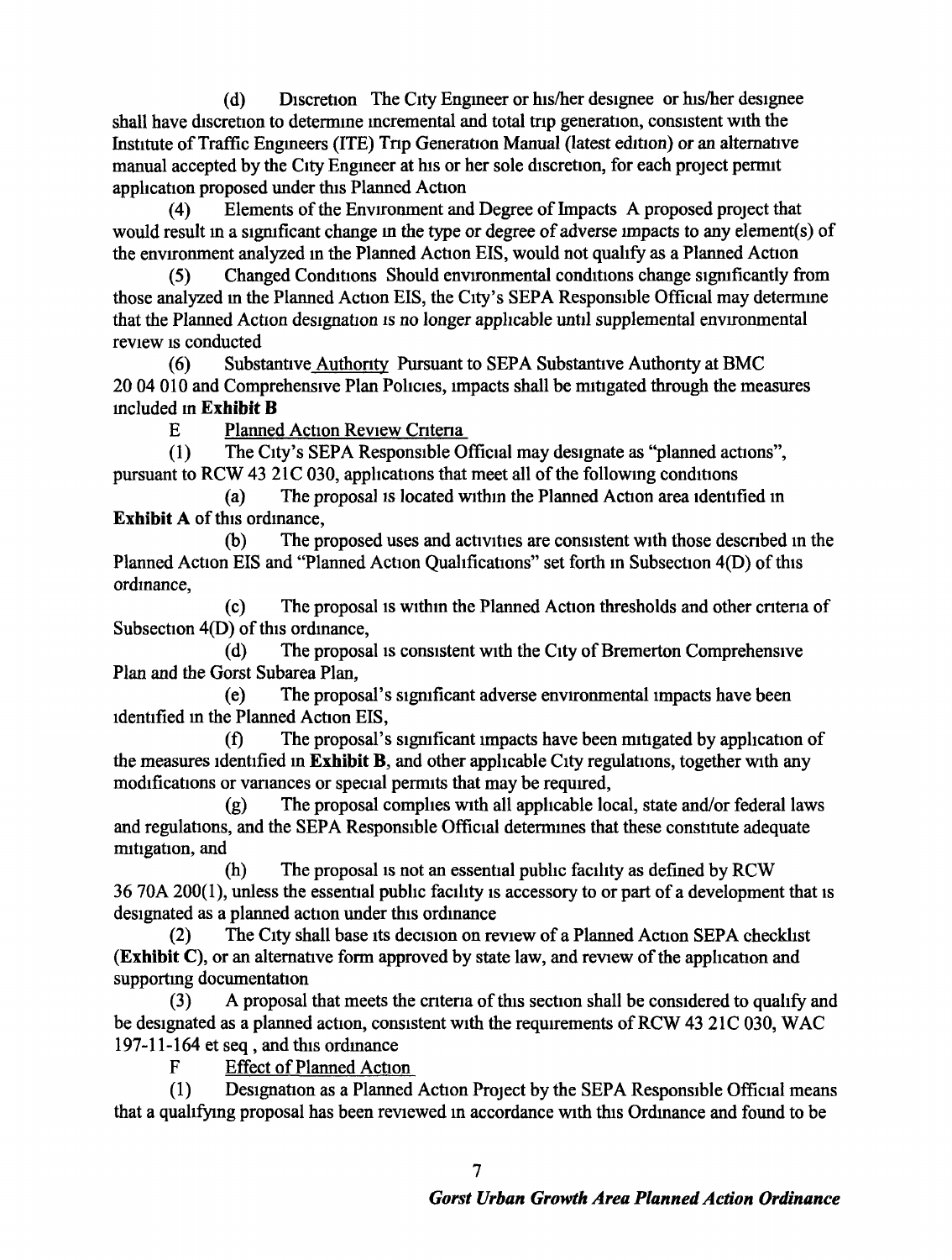(d) Discretion The City Engineer or his/her designee or his/her designee shall have discretion to determine incremental and total trip generation, consistent with the Institute of Traffic Engineers (ITE) Trip Generation Manual (latest edition) or an alternative manual accepted by the City Engineer at his or her sole discretion, for each project permit application proposed under this Planned Action

(4) Elements of the Environment and Degree of Impacts A proposed project that would result in a significant change in the type or degree of adverse impacts to any element(s) of the environment analyzed in the Planned Action EIS, would not qualify as a Planned Action

(5) Changed Conditions Should environmental conditions change significantly from those analyzed in the Planned Action EIS, the City's SEPA Responsible Official may determine that the Planned Action designation is no longer applicable until supplemental environmental review is conducted

(6) Substantive Authority Pursuant to SEPA Substantive Authority at BMC 20 04 010 and Comprehensive Plan Policies, impacts shall be mitigated through the measures included in **Exhibit B**

E Planned Action Review Criteria

(1) The City's SEPA Responsible Official may designate as "planned actions", pursuant to RCW 43 21C 030, applications that meet all of the following conditions

(a) The proposal is located within the Planned Action area identified in **Exhibit A** of this ordinance,

(b) The proposed uses and activities are consistent with those described in the Planned Action EIS and "Planned Action Qualifications" set forth in Subsection 4(D) of this ordinance,

(c) The proposal is within the Planned Action thresholds and other criteria of Subsection 4(D) of this ordinance,

(d) The proposal is consistent with the City of Bremerton Comprehensive Plan and the Gorst Subarea Plan,

(e) The proposal's significant adverse environmental impacts have been identified in the Planned Action EIS,

(f) The proposal's significant impacts have been mitigated by application of the measures identified in **Exhibit B**, and other applicable City regulations, together with any modifications or variances or special permits that may be required,

(g) The proposal complies with all applicable local, state and/or federal laws and regulations, and the SEPA Responsible Official determines that these constitute adequate mitigation, and

(h) The proposal is not an essential public facility as defined by RCW 36 70A 200(1), unless the essential public facility is accessory to or part of a development that is designated as a planned action under this ordinance

(2) The City shall base its decision on review of a Planned Action SEPA checklist (**Exhibit C**), or an alternative form approved by state law, and review of the application and supporting documentation

(3) A proposal that meets the criteria of this section shall be considered to qualify and be designated as a planned action, consistent with the requirements of RCW 43 21C 030, WAC 197-11-164 et seq , and this ordinance

F Effect of Planned Action

(1) Designation as a Planned Action Project by the SEPA Responsible Official means that a qualifying proposal has been reviewed in accordance with this Ordinance and found to be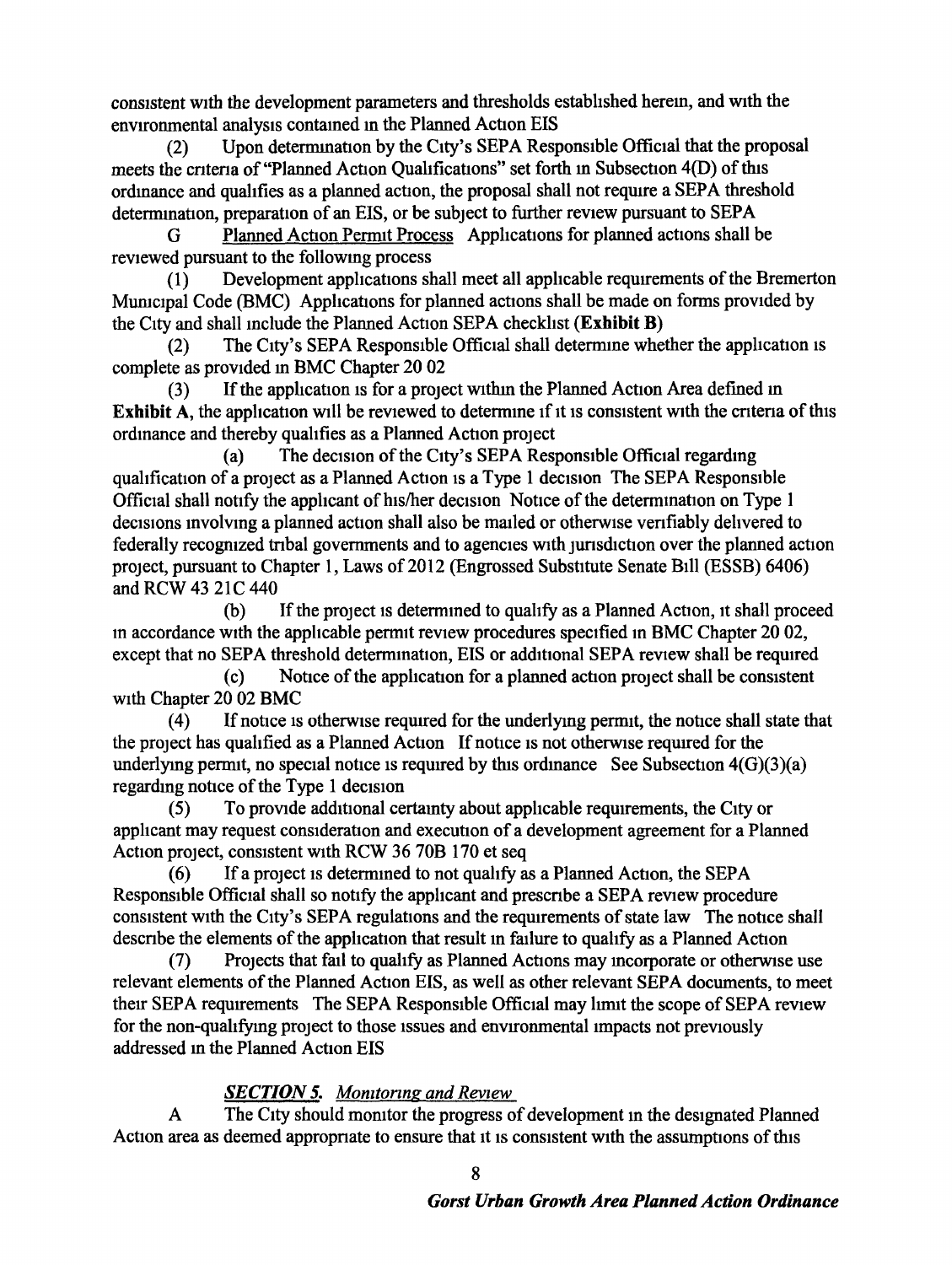consistent with the development parameters and thresholds established herein, and with the environmental analysis contained in the Planned Action EIS

(2) Upon determination by the City's SEPA Responsible Official that the proposal meets the criteria of "Planned Action Qualifications" set forth in Subsection 4(D) of this ordinance and qualifies as a planned action, the proposal shall not require a SEPA threshold determination, preparation of an EIS, or be subject to further review pursuant to SEPA

G Planned Action Permit Process Applications for planned actions shall be reviewed pursuant to the following process

(1) Development applications shall meet all applicable requirements of the Bremerton Municipal Code (BMC) Applications for planned actions shall be made on forms provided by the City and shall include the Planned Action SEPA checklist (**Exhibit B**)

(2) The City's SEPA Responsible Official shall determine whether the application is complete as provided in BMC Chapter 20 02

(3) If the application is for a project within the Planned Action Area defined in **Exhibit A**, the application will be reviewed to determine if it is consistent with the criteria of this ordinance and thereby qualifies as a Planned Action project

(a) The decision of the City's SEPA Responsible Official regarding qualification of a project as a Planned Action is a Type 1 decision The SEPA Responsible Official shall notify the applicant of his/her decision Notice of the determination on Type 1 decisions involving a planned action shall also be mailed or otherwise verifiably delivered to federally recognized tribal governments and to agencies with jurisdiction over the planned action project, pursuant to Chapter 1, Laws of 2012 (Engrossed Substitute Senate Bill (ESSB) 6406) and RCW 43 21C 440

(b) If the project is determined to qualify as a Planned Action, it shall proceed in accordance with the applicable permit review procedures specified in BMC Chapter 20 02, except that no SEPA threshold determination, EIS or additional SEPA review shall be required

(c) Notice of the application for a planned action project shall be consistent with Chapter 20 02 BMC

(4) If notice is otherwise required for the underlying permit, the notice shall state that the project has qualified as a Planned Action If notice is not otherwise required for the underlying permit, no special notice is required by this ordinance See Subsection 4(G)(3)(a) regarding notice of the Type 1 decision

(5) To provide additional certainty about applicable requirements, the City or applicant may request consideration and execution of a development agreement for a Planned Action project, consistent with RCW 36 70B 170 et seq

(6) If a project is determined to not qualify as a Planned Action, the SEPA Responsible Official shall so notify the applicant and prescribe a SEPA review procedure consistent with the City's SEPA regulations and the requirements of state law The notice shall describe the elements of the application that result in failure to qualify as a Planned Action

(7) Projects that fail to qualify as Planned Actions may incorporate or otherwise use relevant elements of the Planned Action EIS, as well as other relevant SEPA documents, to meet their SEPA requirements The SEPA Responsible Official may limit the scope of SEPA review for the non-qualifying project to those issues and environmental impacts not previously addressed in the Planned Action EIS

***SECTION 5.*** ***Monitoring and Review***

A The City should monitor the progress of development in the designated Planned Action area as deemed appropriate to ensure that it is consistent with the assumptions of this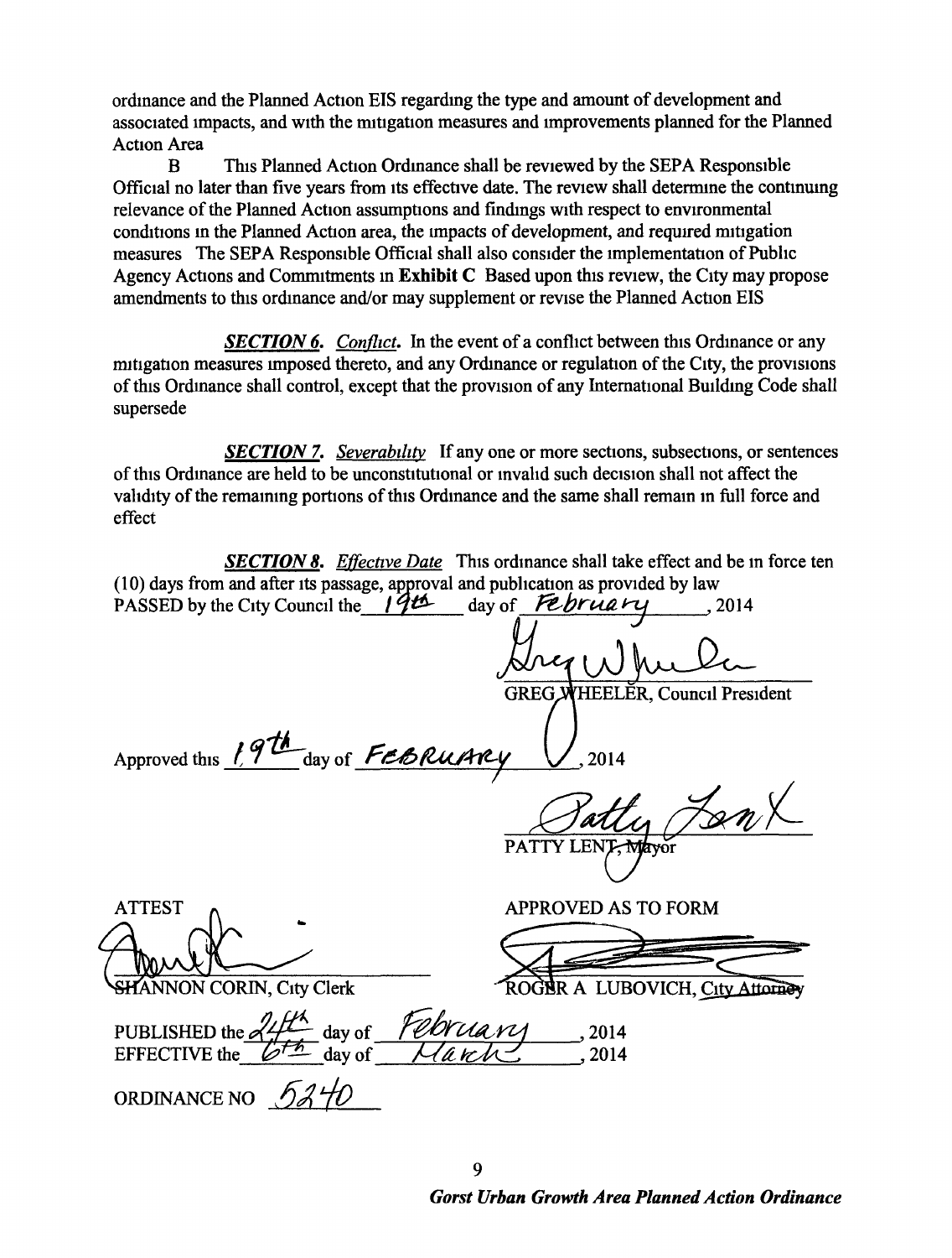ordinance and the Planned Action EIS regarding the type and amount of development and associated impacts, and with the mitigation measures and improvements planned for the Planned Action Area

B This Planned Action Ordinance shall be reviewed by the SEPA Responsible Official no later than five years from its effective date. The review shall determine the continuing relevance of the Planned Action assumptions and findings with respect to environmental conditions in the Planned Action area, the impacts of development, and required mitigation measures The SEPA Responsible Official shall also consider the implementation of Public Agency Actions and Commitments in **Exhibit C** Based upon this review, the City may propose amendments to this ordinance and/or may supplement or revise the Planned Action EIS

***SECTION 6.*** *Conflict.* In the event of a conflict between this Ordinance or any mitigation measures imposed thereto, and any Ordinance or regulation of the City, the provisions of this Ordinance shall control, except that the provision of any International Building Code shall supersede

***SECTION 7.*** *Severability* If any one or more sections, subsections, or sentences of this Ordinance are held to be unconstitutional or invalid such decision shall not affect the validity of the remaining portions of this Ordinance and the same shall remain in full force and effect

***SECTION 8.*** *Effective Date* This ordinance shall take effect and be in force ten (10) days from and after its passage, approval and publication as provided by law

PASSED by the City Council the 19th day of February, 2014

GREG WHEELER, Council President

Approved this 19th day of FEBRUARY, 2014

PATTY LENT, Mayor

ATTEST

SHANNON CORIN, City Clerk

APPROVED AS TO FORM

ROGER A LUBOVICH, City Attorney

PUBLISHED the 24th day of February, 2014

EFFECTIVE the 6th day of March, 2014

ORDINANCE NO 5240